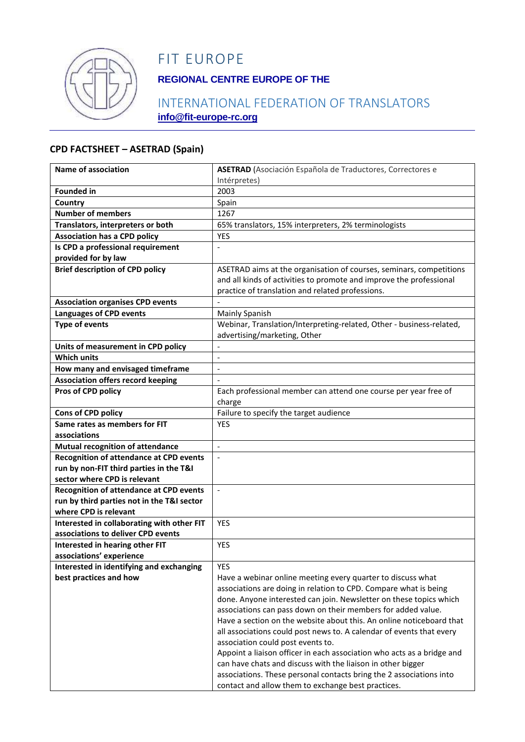# FIT EUROPE

**REGIONAL CENTRE EUROPE OF THE**

INTERNATIONAL FEDERATION OF TRANSLATORS

**info@fit-europe-rc.org**

## CPD FACTSHEET – ASETRAD (Spain)

| | |
|---|---|
| **Name of association** | **ASETRAD** (Asociación Española de Traductores, Correctores e Intérpretes) |
| **Founded in** | 2003 |
| **Country** | Spain |
| **Number of members** | 1267 |
| **Translators, interpreters or both** | 65% translators, 15% interpreters, 2% terminologists |
| **Association has a CPD policy** | YES |
| **Is CPD a professional requirement provided for by law** | - |
| **Brief description of CPD policy** | ASETRAD aims at the organisation of courses, seminars, competitions and all kinds of activities to promote and improve the professional practice of translation and related professions. |
| **Association organises CPD events** | - |
| **Languages of CPD events** | Mainly Spanish |
| **Type of events** | Webinar, Translation/Interpreting-related, Other - business-related, advertising/marketing, Other |
| **Units of measurement in CPD policy** | - |
| **Which units** | - |
| **How many and envisaged timeframe** | - |
| **Association offers record keeping** | - |
| **Pros of CPD policy** | Each professional member can attend one course per year free of charge |
| **Cons of CPD policy** | Failure to specify the target audience |
| **Same rates as members for FIT associations** | YES |
| **Mutual recognition of attendance** | - |
| **Recognition of attendance at CPD events run by non-FIT third parties in the T&I sector where CPD is relevant** | - |
| **Recognition of attendance at CPD events run by third parties not in the T&I sector where CPD is relevant** | - |
| **Interested in collaborating with other FIT associations to deliver CPD events** | YES |
| **Interested in hearing other FIT associations' experience** | YES |
| **Interested in identifying and exchanging best practices and how** | YES<br>Have a webinar online meeting every quarter to discuss what associations are doing in relation to CPD. Compare what is being done. Anyone interested can join. Newsletter on these topics which associations can pass down on their members for added value. Have a section on the website about this. An online noticeboard that all associations could post news to. A calendar of events that every association could post events to.<br>Appoint a liaison officer in each association who acts as a bridge and can have chats and discuss with the liaison in other bigger associations. These personal contacts bring the 2 associations into contact and allow them to exchange best practices. |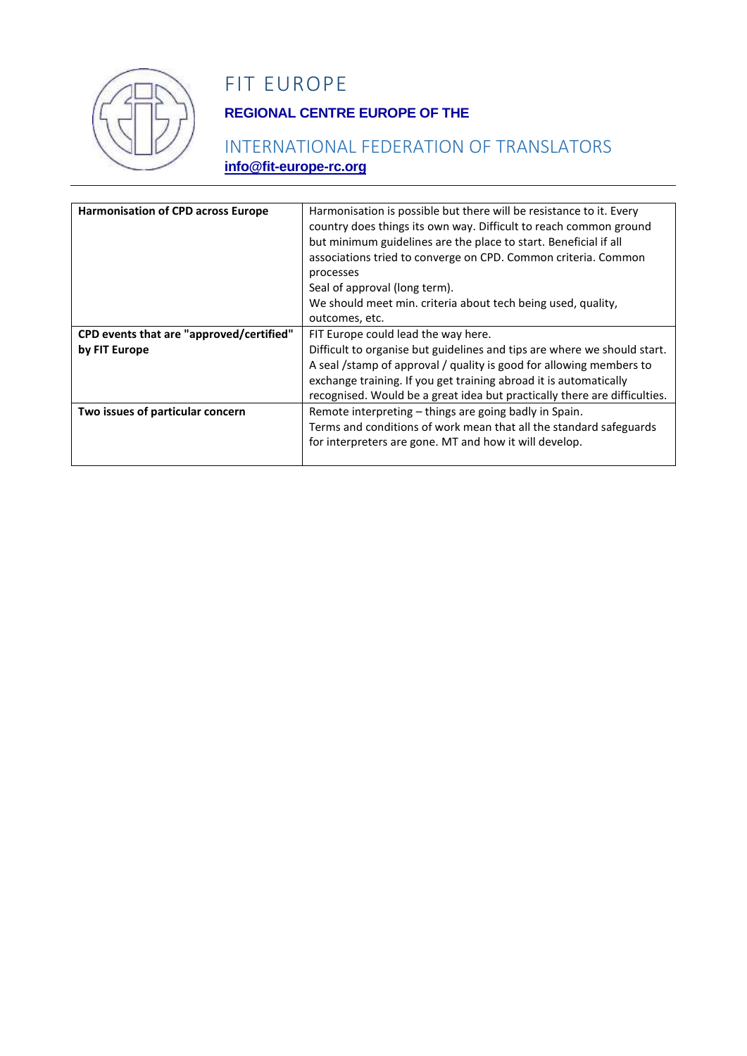# FIT EUROPE

**REGIONAL CENTRE EUROPE OF THE**

INTERNATIONAL FEDERATION OF TRANSLATORS

**info@fit-europe-rc.org**

| | |
|---|---|
| **Harmonisation of CPD across Europe** | Harmonisation is possible but there will be resistance to it. Every country does things its own way. Difficult to reach common ground but minimum guidelines are the place to start. Beneficial if all associations tried to converge on CPD. Common criteria. Common processes<br>Seal of approval (long term).<br>We should meet min. criteria about tech being used, quality, outcomes, etc. |
| **CPD events that are "approved/certified" by FIT Europe** | FIT Europe could lead the way here.<br>Difficult to organise but guidelines and tips are where we should start.<br>A seal /stamp of approval / quality is good for allowing members to exchange training. If you get training abroad it is automatically recognised. Would be a great idea but practically there are difficulties. |
| **Two issues of particular concern** | Remote interpreting – things are going badly in Spain.<br>Terms and conditions of work mean that all the standard safeguards for interpreters are gone. MT and how it will develop. |